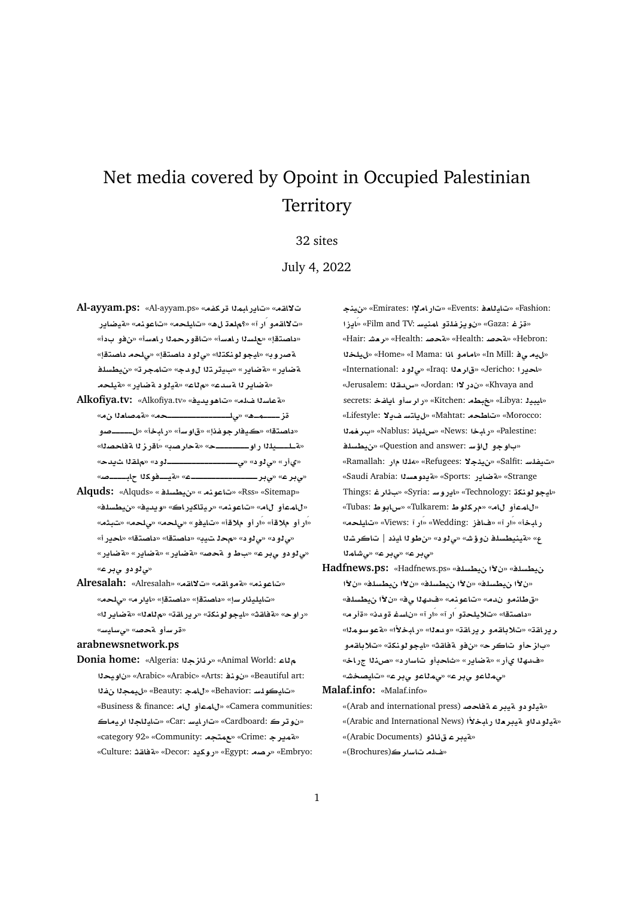# Net media covered by Opoint in Occupied Palestinian Territory

32 sites

July 4, 2022

**Al-ayyam.ps:** «Al-ayyam.ps» «مفكرة المباريات» «مقالات» «رياضية» «منوعات» «محليات» «هل تعلم؟» «آراء ومقالات» «أبو فن» «أسعار المحروقات» «أسعار العملات» «اقتصاد محلي» «اقتصاد دولي» «التكنولوجيا» «بورصة» «فلسطين» «ترجمات» «دفتر الأيام» «رياضية» «رياضة محلية» «رياضة دولية» «عدسة الأيام»

**Alkofiya.tv:** «Alkofiya.tv» «فيديوهات» «ملف الساعة» «من المصادر» «محــــــــــــــلي» «هــــــــــز» «صــــــــوت الأخبار» «أسواق» «الفن والجوكير» «اقتصاد» «الصحافة الرزقاء» «صباحات» «الــــــــدوار الــــــــيلة» «رأي» «دولي» «دولــــــــــــــي» «بيت القهوة» «حديث المهم» «عربـــــــــــــــــي» «عربي» «صــــــــباح الكوفيـــة»

**Alquds:** «Alquds» «فلسطين» «منوعات» «Rss» «Sitemap» «أعمال ومال» «كاريكاتير» «منوعات» «فيديو» «فلسطين» «أقلام وآراء» «أقلام وآراء» «فيديوهات» «محلي» «مقالات» «أريحا» «اقتصاد» «اقتصاد» «بيت لحم» «دولي» «دولي» «رياضة» «رياضة» «صحة وطب» «عربي ودولي» «عربي ودولي»

**Alresalah:** «Alresalah» «مقالات» «مواقع» «منوعات» «محلي» «مرايا» «اقتصاد» «اقتصاد» «إسرائيليات» «حوار» «ثقافة» «تكنولوجيا» «تقارير» «العالم» «الرياضة» «سياسي» «صحة وأسرة»

**arabnewsnetwork.ps**

**Donia home:** «Algeria: الجزائر» «Animal World: عالم الحيوان» «Arabic» «Arabic» «Arts: فنون» «Beautiful art: الفن الجميل» «Beauty: جمال» «Behavior: سلوكيات» «Business & finance: مال وأعمال» «Camera communities: كاميرا الجاليات» «Car: سيارات» «Cardboard: كرتون» «category 92» «Community: مجتمع» «Crime: جريمة» «Culture: ثقافة» «Decor: ديكور» «Egypt: مصر» «Embryo: جنين» «Emirates: الإمارات» «Events: فعاليات» «Fashion: أزياء» «Film and TV: سينما وتلفزيون» «Gaza: غزة» «Hair: شعر» «Health: صحة» «Health: صحة» «Hebron: الخليل» «Home» «I Mama: انا وماما» «In Mill: في ميل» «International: دولي» «Iraq: العراق» «Jericho: اريحا» «Jerusalem: القدس» «Jordan: الاردن» «Khvaya and secrets: خفايا وأسرار» «Kitchen: مطبخ» «Libya: ليبيا» «Lifestyle: لايف ستايل» «Mahtat: محطات» «Morocco: المغرب» «Nablus: نابلس» «News: اخبار» «Palestine: فلسطين» «Question and answer: سؤال وجواب» «Ramallah: رام الله» «Refugees: لاجئين» «Salfit: سلفيت» «Saudi Arabia: السعودية» «Sports: رياضة» «Strange Things: غرائب» «Syria: سوريا» «Technology: تكنولوجيا» «Tubas: طوباس» «Tulkarem: طولكرم» «مال وأعمال» «محليات» «Views: آراء» «Wedding: زفاف» «آراء» «اخبار» «الشركات | دنيا الوطن» «دولي» «شؤون فلسطينية» «عربي» «عربي» «الشام»

**Hadfnews.ps:** «Hadfnews.ps» «فلسطين الان» «فلسطين الان» «فلسطين الان» «فلسطين الان» «فلسطين الان» «فلسطين الان» «منوعات» «في الهدف» «نظام وقطاع» «مرأة» «دنيا العمال» «آراء» «آراء» «تحليلات» «اقتصاد» «الموسوعة» «الأخبار» «العدو» «تقارير ومقابلات» «تكنولوجيا» «ثقافة وفن» «حركات وأحزاب» «خارج النص» «دراسات وأبحاث» «رياضة» «رأي الهدف» «عربي وعالمي» «عالمي» «شخصيات»

**Malaf.info:** «Malaf.info» «(Arab and international press) صحافة عربية ودولية» «(Arabic and International News) الأخبار العربية والدولية» «(Arabic Documents) وثائق عربية» «(Brochures)كراسات ملف»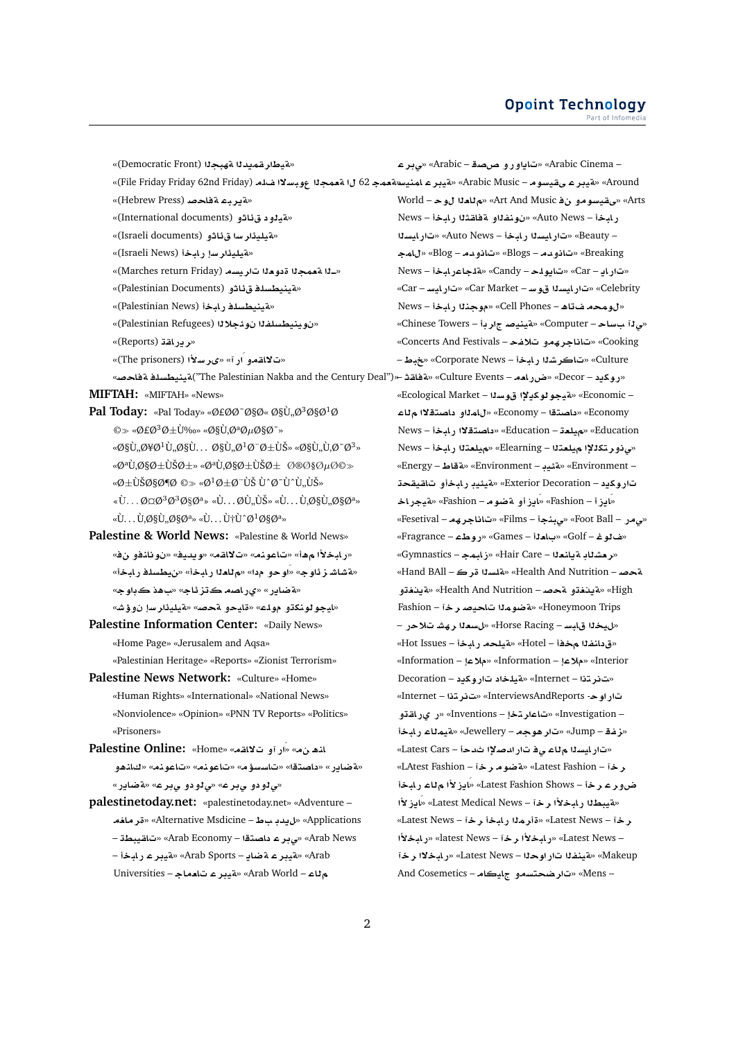«ةيطارقميدلا ةهبجلا (Democratic Front)»
«فلم عوبسلاا ةعمجلا ل ا 62 ةعمج (File Friday Friday 62nd Friday)»
«ةيربع ةفاحص (Hebrew Press)»
«ةيلود قئاثو (International documents)»
«ةيليئارسا قئاثو (Israeli documents)»
«ةيليئارسإ رابخأ (Israeli News)»
«ـلا ةعمجلا ةدوعلا تاريسم (Marches return Friday)»
«ةينيطسلف قئاثو (Palestinian Documents)»
«ةينيطسلف رابخأ (Palestinian News)»
«نوينيطسلفلا نوئجلالا (Palestinian Refugees)»
«ريراقت (Reports)»
«تلاقتعمو ارَ آ» «ىرسلأا (The prisoners)»
«ةينيطسلف ةفاحص("The Palestinian Nakba and the Century Deal")»

**MIFTAH:** «MIFTAH» «News»

**Pal Today:** «Pal Today» «Ø£Ø¯Ø§Ø« Ø§Ù„Ø³Ø§Ø¹Ø ©» «Ø£Ø³Ø±Ù‰» «Ø§Ù„ØªØµØ§Ø¯» «Ø§Ù„Ø¥Ø¹Ù„Ø§Ù… Ø§Ù„Ø¹Ø¨Ø±ÙŠ» «Ø§Ù„Ø¹Ø±Ø¨» «ØªÙ‚Ø§Ø±ÙŠØ±» «ØªÙ‚Ø§Ø±ÙŠØ± Ø®Ø§ØµØ©» «Ø±ÙŠØ§Ø¶Ø© » «Ø¹Ø±Ø¨ÙŠ ÙˆØ¯ÙˆÙ„ÙŠ» «Ù…Ù‚Ø³Ø§Øª» «Ù…Ù„ÙŠ» «Ù…Ù‚Ø§Ù„Ø§Øª» «Ù…Ù†ÙˆØ¹Ø§Øª»

**Palestine & World News:** «Palestine & World News» «رابخلأا مهأ» «تاعونم» «تلاقم» «ويديف» «نونفو نف» «ةشاشزلا نم» «ملاعلا رابخأ» «ملاعلا لوح» «نيطسلف رابخأ» «ةضاير» «يراصم كتزئاج» «بهذ كباوج» «ايجولونكتو مولع» «ةايحو ةحص» «ةيليئارسإ نوؤش»

**Palestine Information Center:** «Daily News» «Home Page» «Jerusalem and Aqsa» «Palestinian Heritage» «Reports» «Zionist Terrorism»

**Palestine News Network:** «Culture» «Home» «Human Rights» «International» «National News» «Nonviolence» «Opinion» «PNN TV Reports» «Politics» «Prisoners»

**Palestine Online:** «Home» «ارآو تلاقم» «انه نم» «ةضاير» «داصتقا» «تاسسؤم» «تاعونم» «تاعونم» «كلانهو» «يلودو يبرع» «يلودو يبرع» «ةضاير»

**palestinetoday.net:** «palestinetoday.net» «Adventure – رماغم» «Alternative Msdicine – لیدب بط» «Applications – تاقيبطت» «Arab Economy – يبرع داصتقا» «Arab News – يبرع رابخأ» «Arab Sports – ةيبرع ةضاير» «Arab Universities – ةيبرع تاعماج» «Arab World – ملاع

– يبرع» «Arabic – تاياورو صصق» «Arabic Cinema – ةيبرع امنيس» «Arabic Music – ةيبرع ىقيسوم» «Around World – ملاعلا لوح» «Art And Music – ىقيسوموو نف» «Arts News – ةفاقثلا رابخأ» «نونفلاو Auto News – رابخأ» «تارايسلا Auto News – تارايسلا رابخأ» «Beauty – لامجلا» «Blog – تانودم» «Blogs – تانودم» «Breaking News – ةلجاع رابخأ» «Candy – تايولح» «Car – تارايس» «Car – تارايس» «Car Market – تارايسلا قوس» «Celebrity News – موجنلا رابخأ» «Cell Phones – لومحم فتاه» «Chinese Towers – ةينيص جاربأ» «Computer – يلآ بساح» «Concerts And Festivals – تاناجرهمو تلافح» «Cooking – خبط» «Corporate News – تاكرشلا رابخأ» «Culture – ةفاقث» «Culture Events – ضراعم» «Decor – روكيد» «Ecological Market – ةيجولوكيلإا قوسلا» «Economic – داصتقا» «Economy – لاملاو داصتقلاا ملاع» «Economy News – داصتقلاا رابخأ» «Education – ميلعت» «Education News – ميلعتلا رابخأ» «Elearning – ميلعتلإا ينورتكللاا» «Energy – ةقاط» «Environment – ةئيب» «Environment – ةيئيب رابخأو تاقيقحت» «Exterior Decoration – تاروكيد ةيجراخ» «Fashion – ةضوم» «Fashion – ءايزأ» «Fesetival – تاناجرهم» «Films – مﻼفأ» «Foot Ball – مدقلا ةرك» «Fragrance – روطع» «Games – باعلأ» «Golf – فلوغ» «Gymnastics – زابمج» «Hair Care – رعشلاب ةيانعلا» «Hand BAll – ديلا ةرك» «Health And Nutrition – ةحص ةيذغتو» «Health And Nutrition – ةحص ةيذغتو» «High Fashion – ةضوملا تاحيصرخآ» «Honeymoon Trips – لسعلا رهش تلاحر» «Horse Racing – ليخلا قابس» «Hot Issues – ةيلحم رابخأ» «Hotel – قدانفلا مخفأ» «Information – ملاعإ» «Information – ملاعإ» «Interior Decoration – ةيلخاد تاروكيد» «Internet – تنرتنا» «Internet – تنرتنا» «InterviewsAndReports – تاراوح ريراقتو» «Inventions – تاعارتخإ» «Investigation – ةيملاع رابخأ» «Jewellery – تارهوجم» «Jump – زفق» «Latest Cars – تارايسلا ملاع يف تارادصلإا ثدحأ» «LAtest Fashion – ةضوم رخآ» «Latest Fashion – رخآ ضورعو» «Latest Fashion Shows – ءايزلأا ملاع رابخأ» «Latest Medical News – ءايزلأا رابخلأا رخآ» «ةيبطلا Latest News – رخآ ةأرملا رابخأ» «Latest News – رابخلأا رخآ» «latest News – رابخلأا رخآ» «Latest News – رابخلأا رخآ» «Latest News – ةينفلا تاراوحلا رابخلأا رخآ» «Makeup And Cosemetics – جايكام تارضحتسمو» «Mens –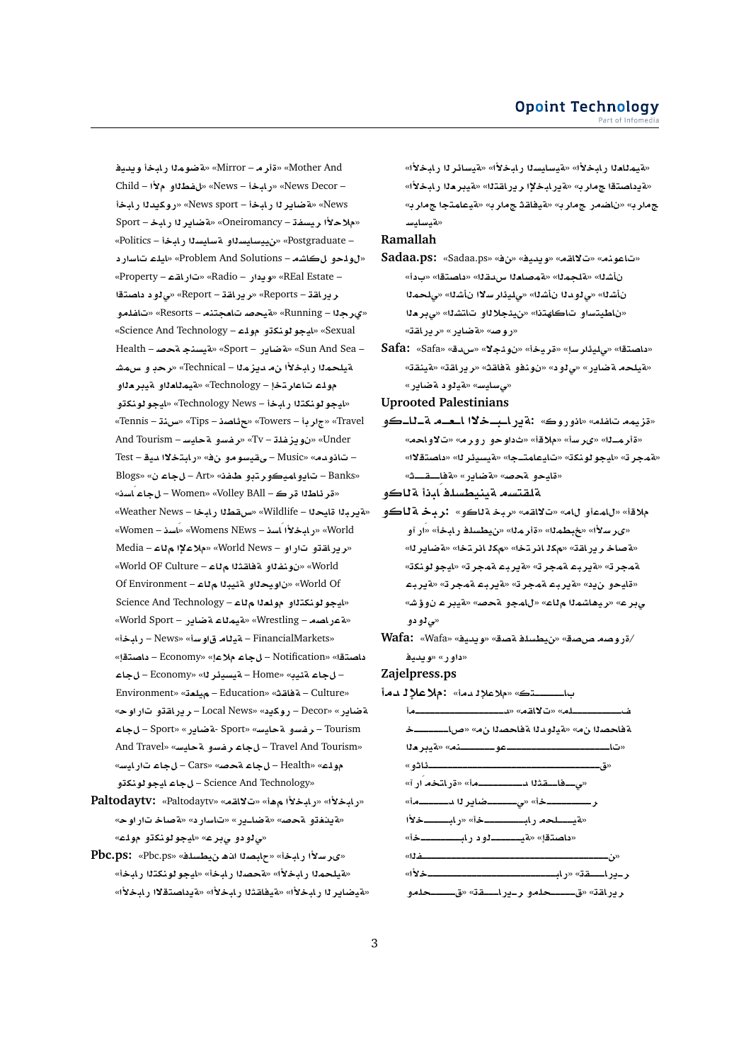وفيديو أخبار المرأة» «Mother And Child – الأم والطفل» «News Decor – أخبار» «News – أخبار الديكور» «News sport – أخبار الرياضة» «Oneiromancy – تفسير الأحلام» «Sport – أخبار الرياضة» «Postgraduate – الدراسات العليا» «Politics – أخبار السياسة والسياسيين» «Problem And Solutions – مشاكل وحلول» «Property – عقارات» «Radio – راديو» «REal Estate – دليل العقارات» «Report – تقارير» «Reports – تقارير» «Running – الجري» «Resorts – منتجعات صحية» «Science And Technology – علوم وتكنولوجيا» «Sexual Health – صحة جنسية» «Sport – رياضة» «Sun And Sea – شمس و بحر» «Technical – المزيد من الأخبار المحلية» «Technology – أخبار تعليمية والعلمية والتكنولوجيا» «Technology News – أخبار التكنولوجيا» «Tennis – تنس» «Tips – نصائح» «Towers – أبراج» «Travel And Tourism – سياحة وسفر» «Tv – تلفزيون» «Under Test – قيد الاختبار» «Music – فن وموسيقى» «Banks – بنوك» «Art – فن وكاريكاتير» «Blogs – مدونات» «Volley BAll – كرة الطائرة» «Women – أسد للأخبار» «Wildlife – الحياة البرية» «Weather News – أخبار الطقس» «Women – أسد» «Womens NEws – أسد الأخبار» «World Media – عالم الإعلام» «World News – أخبار وتقارير» «World OF Culture – عالم الثقافة والفنون» «World Of Environment – عالم البيئة والحيوان» «World Of Science And Technology – عالم العلوم والتكنولوجيا» «World Sport – رياضة عالمية» «Wrestling – مصارعة» «FinancialMarkets – أسواق مالية» «News – أخبار» «Notification – إعلام حول» «Economy – اقتصاد» «Home – الرئيسية» «Economy – حول البيئة» «Environment – حول» «Education – تعليم» «Culture – ثقافة» «Decor – ديكور» «Local News – حوارات وتقارير» «Sport – رياضة» «Sport – رياضة» «Tourism – سياحة وسفر» «Travel And Tourism – سياحة وسفر حول» «Health – صحة حول» «Cars – سيارات حول» «Science And Technology – حول التكنولوجيا»

**Paltodaytv:** «Paltodaytv» «مقالات» «أهم الأخبار» «الأخبار» «حوارات خاصة» «دراسات» «تقارير» «صحة وتنمية» «عربي ودولي» «علوم وتكنولوجيا»

**Pbc.ps:** «Pbc.ps» «فلسطين هذا الصباح» «أخبار الأسرى» «أخبار التكنولوجيا» «أخبار الصحة» «الأخبار المحلية» «الأخبار الرياضية» «الأخبار الثقافية» «الأخبار الاقتصادية» «الأخبار العلمية» «الأخبار السياسية» «الأخبار الرسائلية» «الأخبار العربية» «الأخبار الإقتصادية» «برامج الإخبارية» «برامج الاقتصادية» «برامج ثقافية» «برامج اجتماعية» «برامج رمضان» «برامج سياسية»

## Ramallah

**Sadaa.ps:** «Sadaa.ps» «فيديو» «مقالات» «منوعات» «الشأن» «المجلة» «المقدس المصادر» «اقتصاد» «أدب» «الشأن المحلي» «الشأن الإسرائيلي» «الشأن الدولي» «الشأن العربي» «الشتات والجاليات» «انتهاكات واستيطان» «تقارير» «رياضة» «صور»

**Safa:** «Safa» «سدق» «الجنود» «أخبار قريبة» «أسرائيلي» «اقتصاد» «ثقافة وفنون» «دولي» «رياضة محلية» «تقارير» «تقنية» «سياسي» «رياضة دولية»

## Uprooted Palestinians

**وكالـــة معـــا الإخبـــارية:** كوروونا» «ملفات مميزة» «المرأة» «الأسرى» «أقلام» «مرور وحوادث» «محاولات» «تجمعة» «تكنولوجيا» «الرئيسية» «اجتماعيات» «الاقتصاد» «ثقافة» «رياضة» «صحة وحياة»

## وكالة أبناء فلسطينية مستقلة

**وكالة خبر:** وكالة خبر» «مقالات» «أعمال» «أقلام» «الأسرى» «أرسل خبر» «المرأة» «أخبار فلسطين» «أو آراء» «الرياضة» «اخترنا لكم» «اخترنا لكم» «تقارير خاصة» «تكنولوجيا» «ترجمة عبرية» «ترجمة عبرية» «ترجمة عبرية» «ترجمة عبرية» «ترجمة عبرية» «دين وحياة» «شؤون عبرية» «صحة وجمال» «عالم المشاهير» «عربي ودولي»

**Wafa:** «Wafa» «صدقة فلسطين» «فيديو» «صص مصور/ رواد» «فيديو»

## Zajelpress.ps

**أمد للإعلام:** «أمد للإعلام» «كتـــــاب» «أمـــــــــــــــــــــــــــف» «مقالات» «ملـــــــــــــــــــ» «خــــــــــــــــــــ» «من الصحافة الدولية» «من الصحافة» «العربية» «منـــــــــــــــوعـــــــــــــــــات» «وثـــائـــــــــــــــــــــــــــــق» «آراء مختارة» «أمـــــــــــــد الثـقـــافي» «أمـــــــــــــد الرياضـــــــــي» «أخــــــــــــبار» «الأخـــــــــــبار محلـــيـــة» «أخــــــــــــبار دولــــيــة» «اقتصاد» «الـــفـــــــــــــــــــــــــــــــــــــــن» «الأخـــــــــــــــــــــــــــــبار» «تقـــارير» «تقـــارير وملـــحـــق» «تقارير وملحق»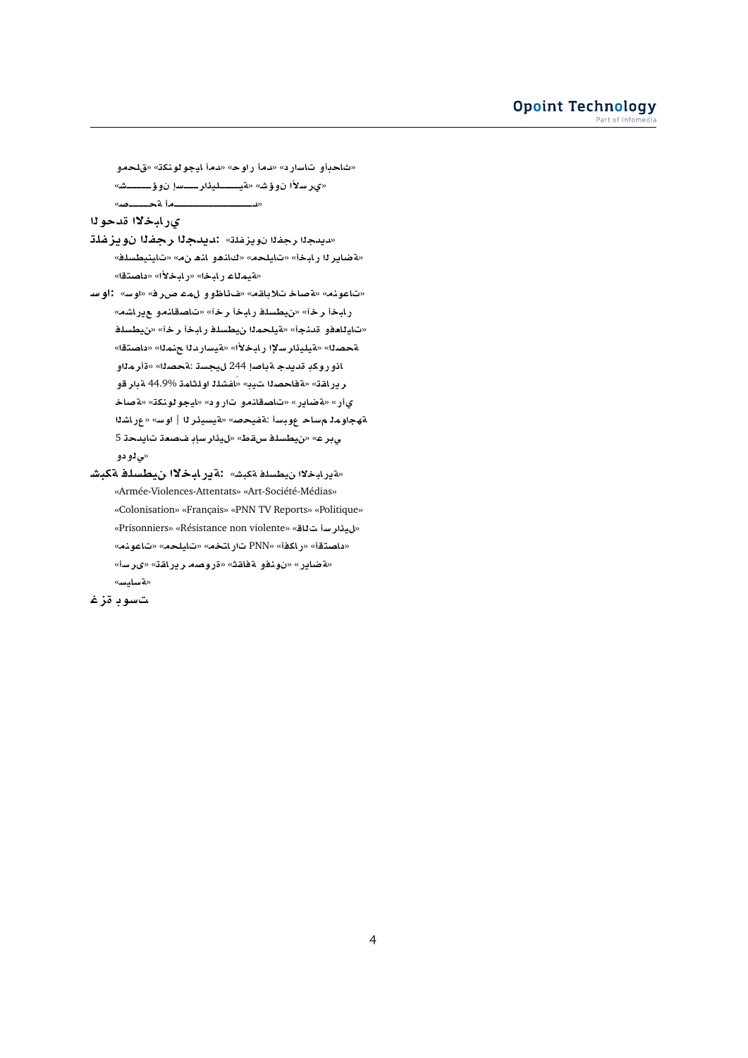«ومحلية» «تكنولوجيا أمد» «حوار أمد» «دراسات وأبحاث»
«شؤون إسرائيلية» «شؤون الأسرى»
«صحة أمد»

**الوحدة الاخباري**

**تلفزيون الفجر الجديد:** «تلفزيون الفجر الجديد»
«فلسطينيات» «من هنا وهناك» «محليات» «أخبار الرياضة»
«اقتصاد» «الأخبار» «اخبار عالمية»

**سوا:** «سوا» «فرص عمل ووظائف» «مقابلات خاصة» «منوعات»
«مشاريع ومناقصات» «آخر أخبار فلسطين» «آخر أخبار
فلسطين» «آخر أخبار فلسطين المحلية» «أجندة وفعاليات»
«اقتصاد» «المنح الدراسية» «الأخبار الإسرائيلية» «الصحة
والمرأة» «الصحة: تسجيل 244 إصابة جديدة بكورونا
وقرابة 44.9% تماثلوا للشفاء» «بيت الصحافة» «تقارير
خاصة» «تكنولوجيا» «دورات ومناقصات» «رياضة» «رأي
الشارع» «سوا | الرئيسية» «صحيفة: أسبوع حسم المواجهة
5 تحديات تعصف بإسرائيل» «طقس فلسطين» «عربي
ودولي»

**شبكة فلسطين الاخبارية:** «شبكة فلسطين الاخبارية»
«Armée-Violences-Attentats» «Art-Société-Médias»
«Colonisation» «Français» «PNN TV Reports» «Politique»
«Prisonniers» «Résistance non violente» «قالت أسرائيل»
«منوعات» «محليات» «مختارات PNN» «أفكار» «أقتصاد»
«أسرى» «تقارير مصورة» «ثقافة وفنون» «رياضة»
«سياسة»

**غزة بوست**